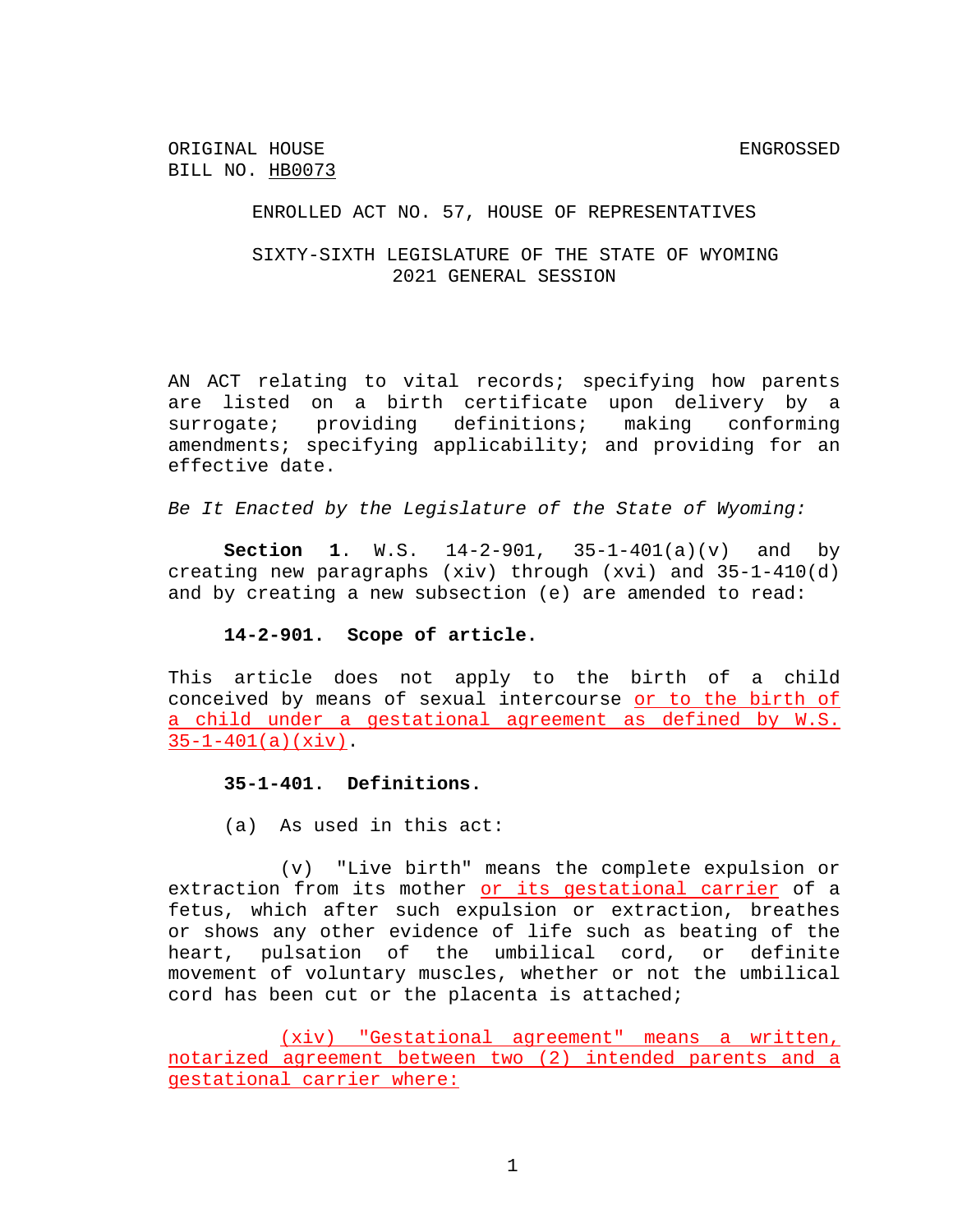ORIGINAL HOUSE BILL NO. HB0073 — ENGROSSED

ENROLLED ACT NO. 57, HOUSE OF REPRESENTATIVES

SIXTY-SIXTH LEGISLATURE OF THE STATE OF WYOMING
2021 GENERAL SESSION

AN ACT relating to vital records; specifying how parents are listed on a birth certificate upon delivery by a surrogate; providing definitions; making conforming amendments; specifying applicability; and providing for an effective date.

*Be It Enacted by the Legislature of the State of Wyoming:*

**Section 1**. W.S. 14-2-901, 35-1-401(a)(v) and by creating new paragraphs (xiv) through (xvi) and 35-1-410(d) and by creating a new subsection (e) are amended to read:

**14-2-901. Scope of article.**

This article does not apply to the birth of a child conceived by means of sexual intercourse <u>or to the birth of a child under a gestational agreement as defined by W.S. 35-1-401(a)(xiv)</u>.

**35-1-401. Definitions.**

(a) As used in this act:

(v) "Live birth" means the complete expulsion or extraction from its mother <u>or its gestational carrier</u> of a fetus, which after such expulsion or extraction, breathes or shows any other evidence of life such as beating of the heart, pulsation of the umbilical cord, or definite movement of voluntary muscles, whether or not the umbilical cord has been cut or the placenta is attached;

<u>(xiv) "Gestational agreement" means a written, notarized agreement between two (2) intended parents and a gestational carrier where:</u>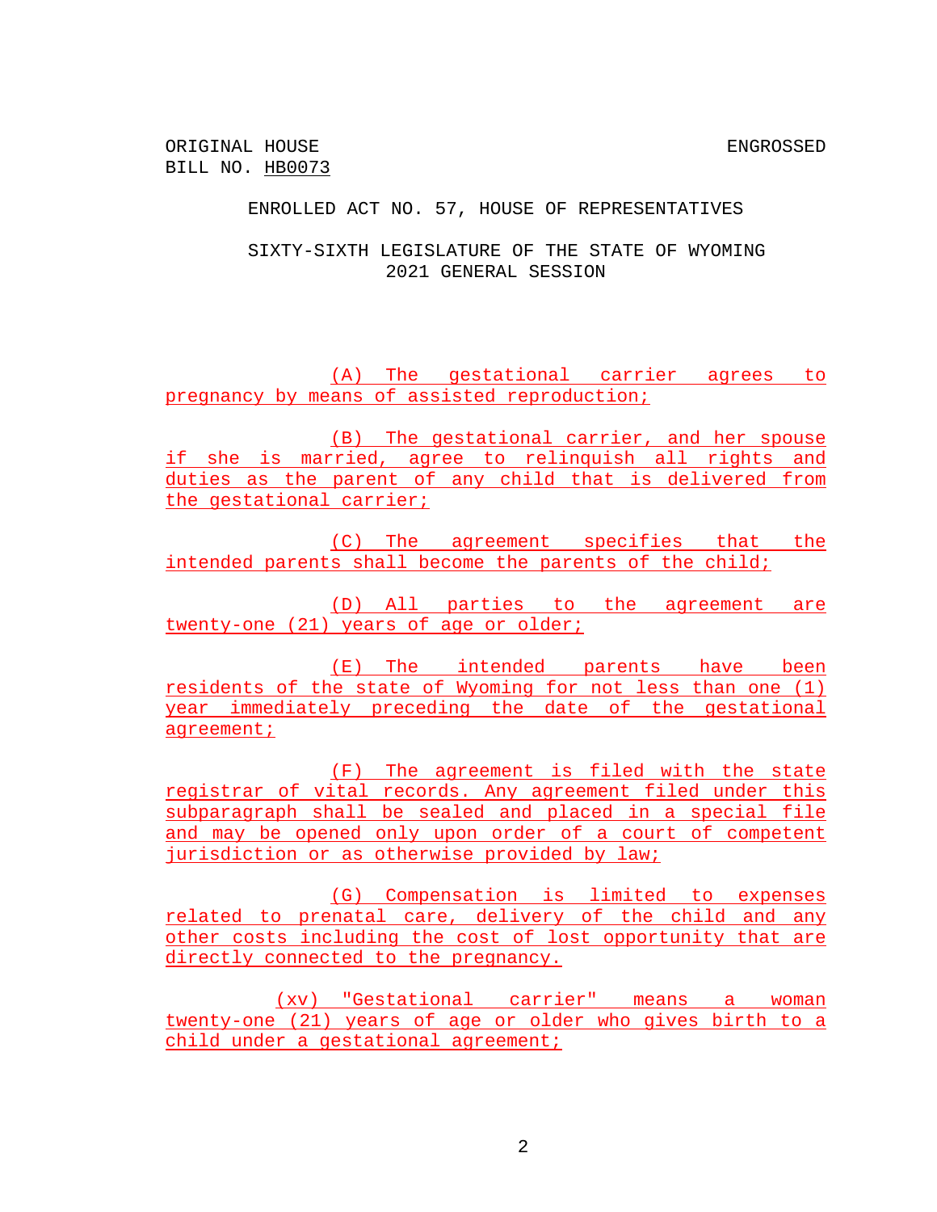ORIGINAL HOUSE BILL NO. HB0073 | ENGROSSED

ENROLLED ACT NO. 57, HOUSE OF REPRESENTATIVES

SIXTY-SIXTH LEGISLATURE OF THE STATE OF WYOMING
2021 GENERAL SESSION

(A) The gestational carrier agrees to pregnancy by means of assisted reproduction;

(B) The gestational carrier, and her spouse if she is married, agree to relinquish all rights and duties as the parent of any child that is delivered from the gestational carrier;

(C) The agreement specifies that the intended parents shall become the parents of the child;

(D) All parties to the agreement are twenty-one (21) years of age or older;

(E) The intended parents have been residents of the state of Wyoming for not less than one (1) year immediately preceding the date of the gestational agreement;

(F) The agreement is filed with the state registrar of vital records. Any agreement filed under this subparagraph shall be sealed and placed in a special file and may be opened only upon order of a court of competent jurisdiction or as otherwise provided by law;

(G) Compensation is limited to expenses related to prenatal care, delivery of the child and any other costs including the cost of lost opportunity that are directly connected to the pregnancy.

(xv) "Gestational carrier" means a woman twenty-one (21) years of age or older who gives birth to a child under a gestational agreement;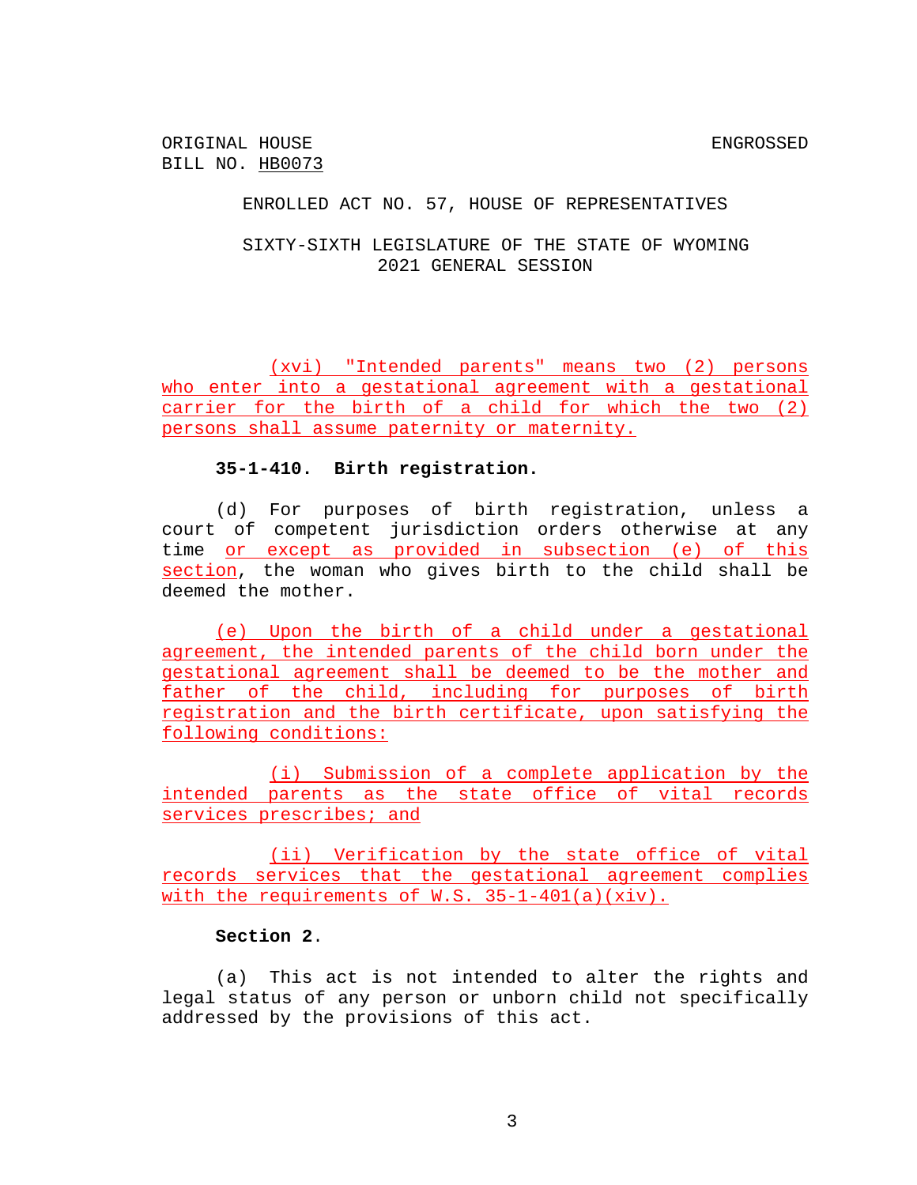ORIGINAL HOUSE BILL NO. HB0073 ENGROSSED

ENROLLED ACT NO. 57, HOUSE OF REPRESENTATIVES

SIXTY-SIXTH LEGISLATURE OF THE STATE OF WYOMING
2021 GENERAL SESSION

(xvi) "Intended parents" means two (2) persons who enter into a gestational agreement with a gestational carrier for the birth of a child for which the two (2) persons shall assume paternity or maternity.

**35-1-410. Birth registration.**

(d) For purposes of birth registration, unless a court of competent jurisdiction orders otherwise at any time or except as provided in subsection (e) of this section, the woman who gives birth to the child shall be deemed the mother.

(e) Upon the birth of a child under a gestational agreement, the intended parents of the child born under the gestational agreement shall be deemed to be the mother and father of the child, including for purposes of birth registration and the birth certificate, upon satisfying the following conditions:

(i) Submission of a complete application by the intended parents as the state office of vital records services prescribes; and

(ii) Verification by the state office of vital records services that the gestational agreement complies with the requirements of W.S. 35-1-401(a)(xiv).

**Section 2.**

(a) This act is not intended to alter the rights and legal status of any person or unborn child not specifically addressed by the provisions of this act.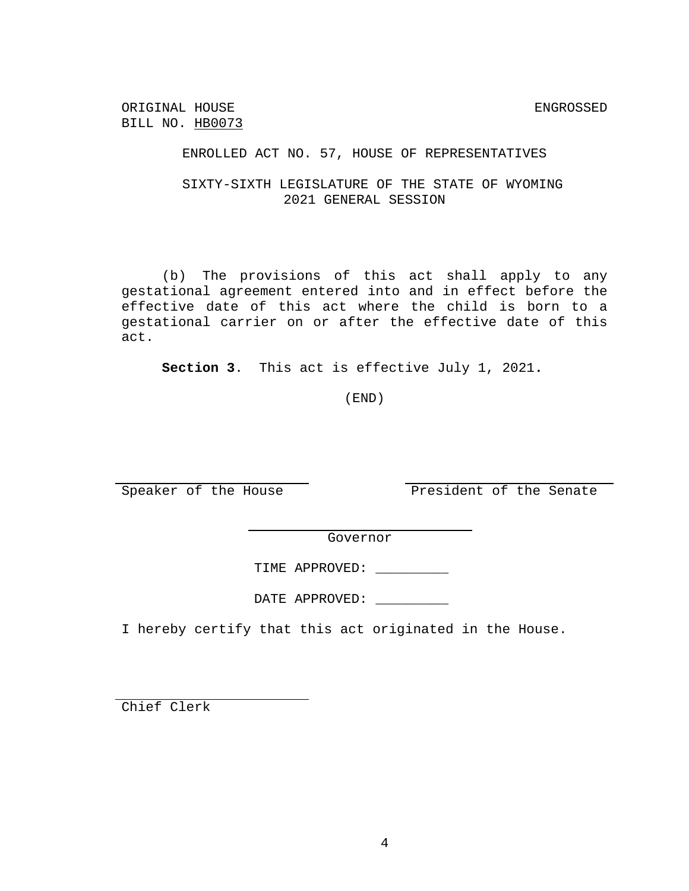ORIGINAL HOUSE
BILL NO. HB0073

ENGROSSED

ENROLLED ACT NO. 57, HOUSE OF REPRESENTATIVES

SIXTY-SIXTH LEGISLATURE OF THE STATE OF WYOMING
2021 GENERAL SESSION

(b) The provisions of this act shall apply to any gestational agreement entered into and in effect before the effective date of this act where the child is born to a gestational carrier on or after the effective date of this act.

**Section 3**. This act is effective July 1, 2021.

(END)

\_\_\_\_\_\_\_\_\_\_\_\_\_\_\_\_\_\_\_\_\_\_\_\_\_
Speaker of the House

\_\_\_\_\_\_\_\_\_\_\_\_\_\_\_\_\_\_\_\_\_\_\_\_\_
President of the Senate

\_\_\_\_\_\_\_\_\_\_\_\_\_\_\_\_\_\_\_\_\_\_\_\_\_
Governor

TIME APPROVED: _________

DATE APPROVED: _________

I hereby certify that this act originated in the House.

\_\_\_\_\_\_\_\_\_\_\_\_\_\_\_\_\_\_\_\_\_\_\_\_\_
Chief Clerk